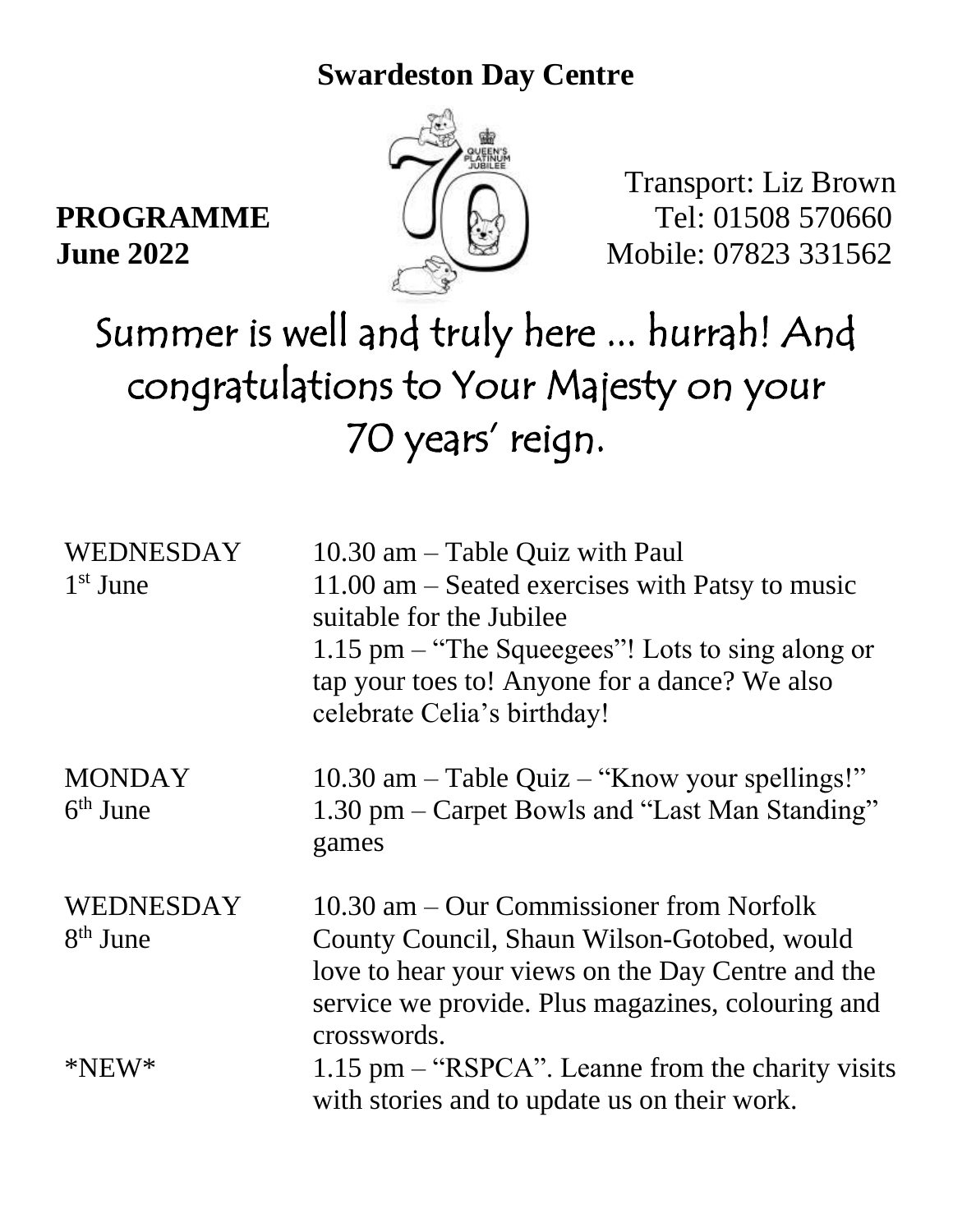# Swardeston Day Centre

**PROGRAMME**
**June 2022**

Transport: Liz Brown
Tel: 01508 570660
Mobile: 07823 331562

Summer is well and truly here ... hurrah! And congratulations to Your Majesty on your 70 years' reign.

| | |
|---|---|
| WEDNESDAY 1st June | 10.30 am – Table Quiz with Paul<br>11.00 am – Seated exercises with Patsy to music suitable for the Jubilee<br>1.15 pm – "The Squeegees"! Lots to sing along or tap your toes to! Anyone for a dance? We also celebrate Celia's birthday! |
| MONDAY 6th June | 10.30 am – Table Quiz – "Know your spellings!"<br>1.30 pm – Carpet Bowls and "Last Man Standing" games |
| WEDNESDAY 8th June | 10.30 am – Our Commissioner from Norfolk County Council, Shaun Wilson-Gotobed, would love to hear your views on the Day Centre and the service we provide. Plus magazines, colouring and crosswords. |
| *NEW* | 1.15 pm – "RSPCA". Leanne from the charity visits with stories and to update us on their work. |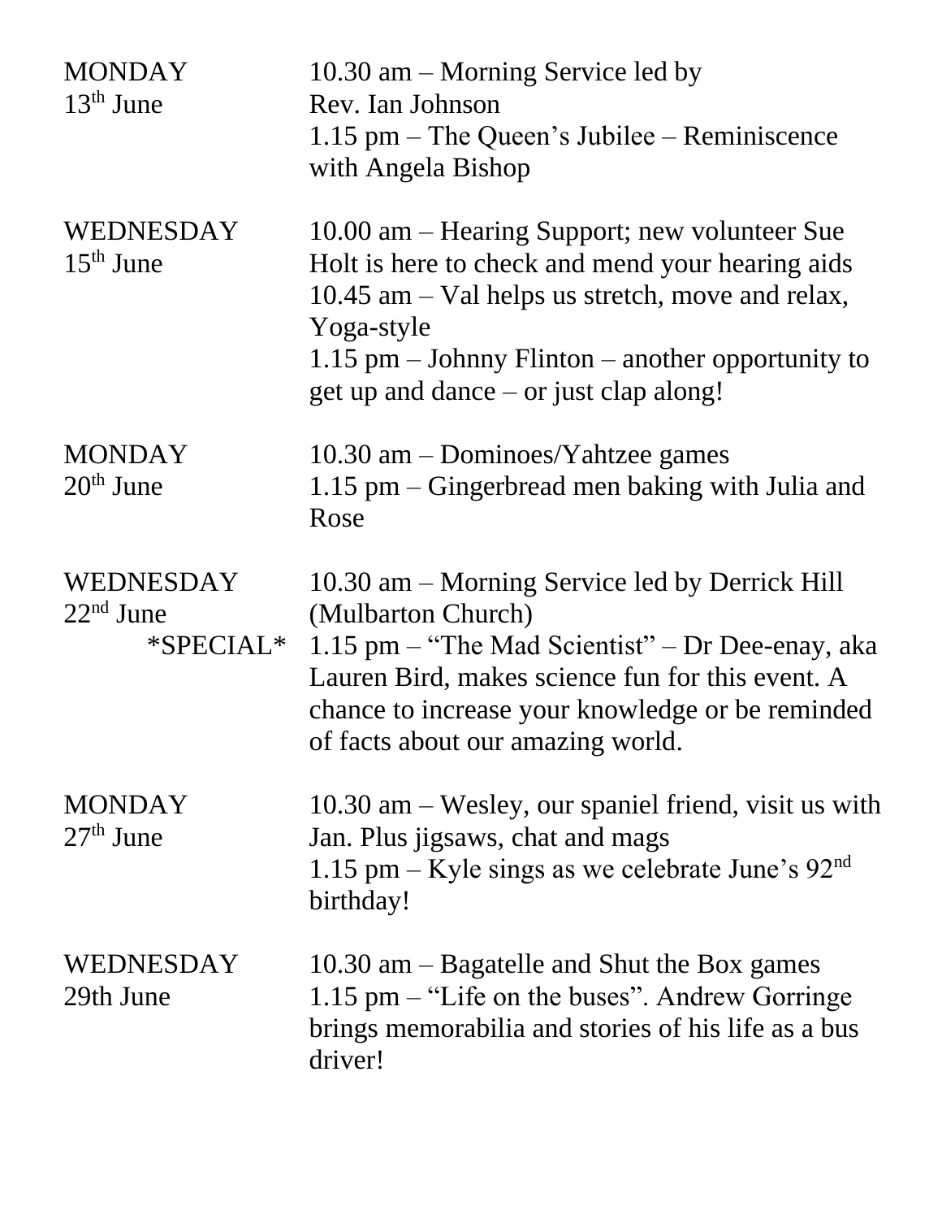| | |
|---|---|
| MONDAY 13th June | 10.30 am – Morning Service led by Rev. Ian Johnson<br>1.15 pm – The Queen's Jubilee – Reminiscence with Angela Bishop |
| WEDNESDAY 15th June | 10.00 am – Hearing Support; new volunteer Sue Holt is here to check and mend your hearing aids<br>10.45 am – Val helps us stretch, move and relax, Yoga-style<br>1.15 pm – Johnny Flinton – another opportunity to get up and dance – or just clap along! |
| MONDAY 20th June | 10.30 am – Dominoes/Yahtzee games<br>1.15 pm – Gingerbread men baking with Julia and Rose |
| WEDNESDAY 22nd June *SPECIAL* | 10.30 am – Morning Service led by Derrick Hill (Mulbarton Church)<br>1.15 pm – "The Mad Scientist" – Dr Dee-enay, aka Lauren Bird, makes science fun for this event. A chance to increase your knowledge or be reminded of facts about our amazing world. |
| MONDAY 27th June | 10.30 am – Wesley, our spaniel friend, visit us with Jan. Plus jigsaws, chat and mags<br>1.15 pm – Kyle sings as we celebrate June's 92nd birthday! |
| WEDNESDAY 29th June | 10.30 am – Bagatelle and Shut the Box games<br>1.15 pm – "Life on the buses". Andrew Gorringe brings memorabilia and stories of his life as a bus driver! |